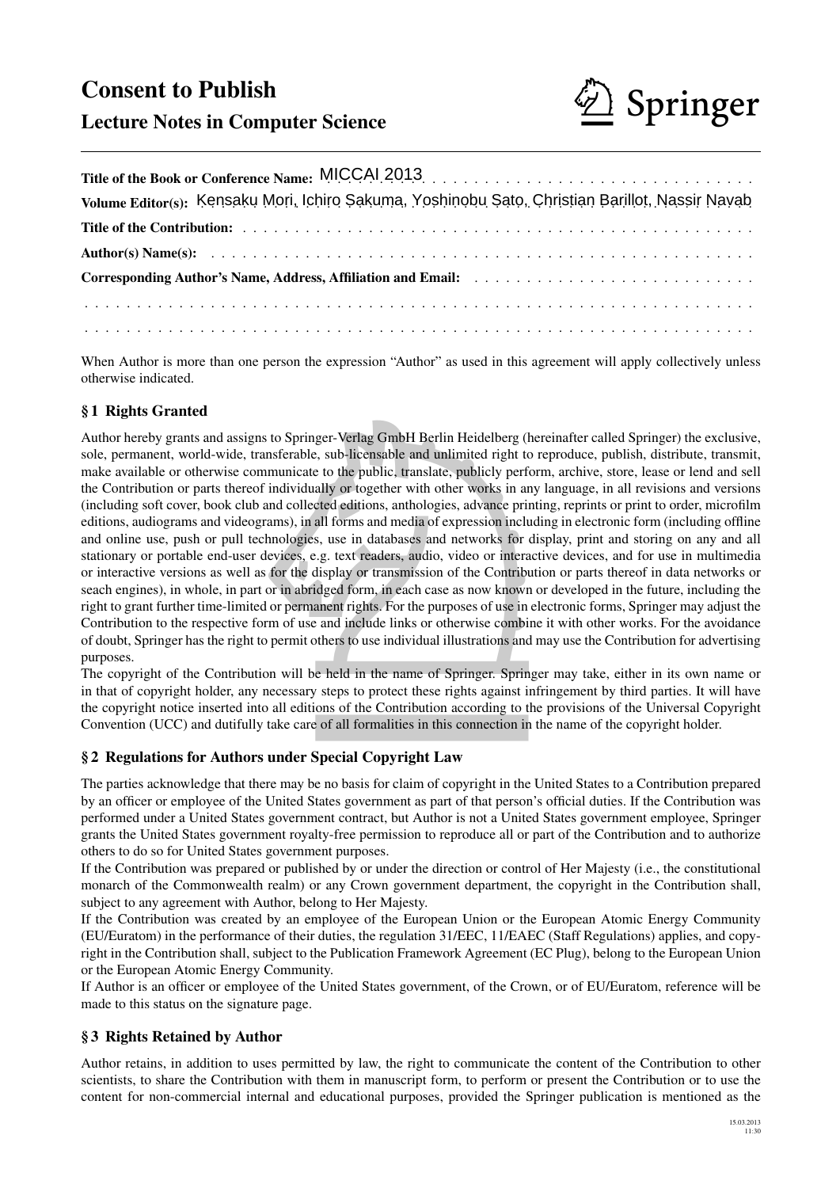# Consent to Publish

## Lecture Notes in Computer Science

Springer

**Title of the Book or Conference Name:** MICCAI 2013

**Volume Editor(s):** Kensaku Mori, Ichiro Sakuma, Yoshinobu Sato, Christian Barillot, Nassir Navab

**Title of the Contribution:** . . . . . . . . . . . . . . . . . . . . . . . . . . . . . . . . . . . . . . . . . . . . . . .

**Author(s) Name(s):** . . . . . . . . . . . . . . . . . . . . . . . . . . . . . . . . . . . . . . . . . . . . . . . .

**Corresponding Author's Name, Address, Affiliation and Email:** . . . . . . . . . . . . . . . . . . . . . . . .

. . . . . . . . . . . . . . . . . . . . . . . . . . . . . . . . . . . . . . . . . . . . . . . . . . . . . . . . . . . . .

. . . . . . . . . . . . . . . . . . . . . . . . . . . . . . . . . . . . . . . . . . . . . . . . . . . . . . . . . . . . .

When Author is more than one person the expression "Author" as used in this agreement will apply collectively unless otherwise indicated.

### § 1 Rights Granted

Author hereby grants and assigns to Springer-Verlag GmbH Berlin Heidelberg (hereinafter called Springer) the exclusive, sole, permanent, world-wide, transferable, sub-licensable and unlimited right to reproduce, publish, distribute, transmit, make available or otherwise communicate to the public, translate, publicly perform, archive, store, lease or lend and sell the Contribution or parts thereof individually or together with other works in any language, in all revisions and versions (including soft cover, book club and collected editions, anthologies, advance printing, reprints or print to order, microfilm editions, audiograms and videograms), in all forms and media of expression including in electronic form (including offline and online use, push or pull technologies, use in databases and networks for display, print and storing on any and all stationary or portable end-user devices, e.g. text readers, audio, video or interactive devices, and for use in multimedia or interactive versions as well as for the display or transmission of the Contribution or parts thereof in data networks or seach engines), in whole, in part or in abridged form, in each case as now known or developed in the future, including the right to grant further time-limited or permanent rights. For the purposes of use in electronic forms, Springer may adjust the Contribution to the respective form of use and include links or otherwise combine it with other works. For the avoidance of doubt, Springer has the right to permit others to use individual illustrations and may use the Contribution for advertising purposes.

The copyright of the Contribution will be held in the name of Springer. Springer may take, either in its own name or in that of copyright holder, any necessary steps to protect these rights against infringement by third parties. It will have the copyright notice inserted into all editions of the Contribution according to the provisions of the Universal Copyright Convention (UCC) and dutifully take care of all formalities in this connection in the name of the copyright holder.

### § 2 Regulations for Authors under Special Copyright Law

The parties acknowledge that there may be no basis for claim of copyright in the United States to a Contribution prepared by an officer or employee of the United States government as part of that person's official duties. If the Contribution was performed under a United States government contract, but Author is not a United States government employee, Springer grants the United States government royalty-free permission to reproduce all or part of the Contribution and to authorize others to do so for United States government purposes.

If the Contribution was prepared or published by or under the direction or control of Her Majesty (i.e., the constitutional monarch of the Commonwealth realm) or any Crown government department, the copyright in the Contribution shall, subject to any agreement with Author, belong to Her Majesty.

If the Contribution was created by an employee of the European Union or the European Atomic Energy Community (EU/Euratom) in the performance of their duties, the regulation 31/EEC, 11/EAEC (Staff Regulations) applies, and copyright in the Contribution shall, subject to the Publication Framework Agreement (EC Plug), belong to the European Union or the European Atomic Energy Community.

If Author is an officer or employee of the United States government, of the Crown, or of EU/Euratom, reference will be made to this status on the signature page.

### § 3 Rights Retained by Author

Author retains, in addition to uses permitted by law, the right to communicate the content of the Contribution to other scientists, to share the Contribution with them in manuscript form, to perform or present the Contribution or to use the content for non-commercial internal and educational purposes, provided the Springer publication is mentioned as the

15.03.2013
11:30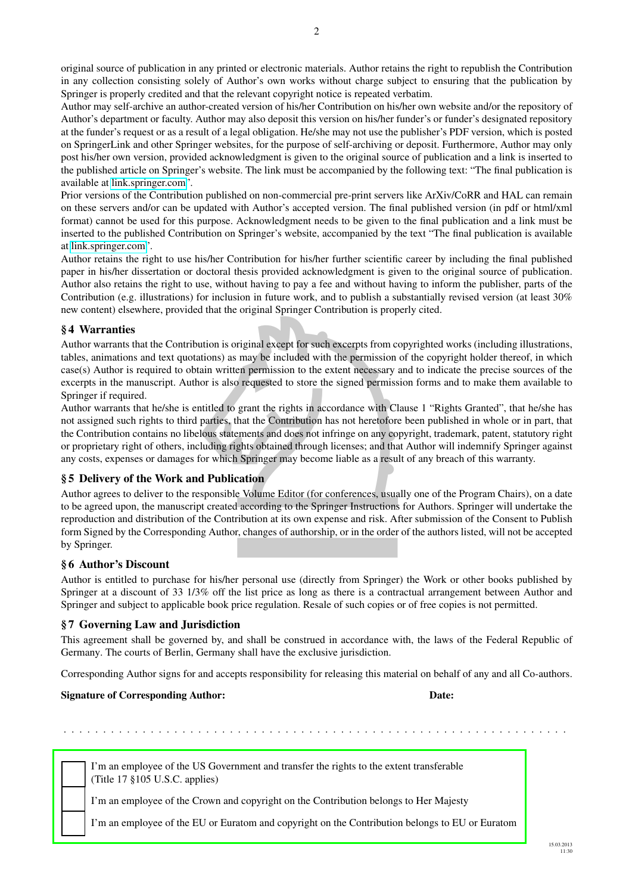original source of publication in any printed or electronic materials. Author retains the right to republish the Contribution in any collection consisting solely of Author's own works without charge subject to ensuring that the publication by Springer is properly credited and that the relevant copyright notice is repeated verbatim.

Author may self-archive an author-created version of his/her Contribution on his/her own website and/or the repository of Author's department or faculty. Author may also deposit this version on his/her funder's or funder's designated repository at the funder's request or as a result of a legal obligation. He/she may not use the publisher's PDF version, which is posted on SpringerLink and other Springer websites, for the purpose of self-archiving or deposit. Furthermore, Author may only post his/her own version, provided acknowledgment is given to the original source of publication and a link is inserted to the published article on Springer's website. The link must be accompanied by the following text: "The final publication is available at link.springer.com".

Prior versions of the Contribution published on non-commercial pre-print servers like ArXiv/CoRR and HAL can remain on these servers and/or can be updated with Author's accepted version. The final published version (in pdf or html/xml format) cannot be used for this purpose. Acknowledgment needs to be given to the final publication and a link must be inserted to the published Contribution on Springer's website, accompanied by the text "The final publication is available at link.springer.com".

Author retains the right to use his/her Contribution for his/her further scientific career by including the final published paper in his/her dissertation or doctoral thesis provided acknowledgment is given to the original source of publication. Author also retains the right to use, without having to pay a fee and without having to inform the publisher, parts of the Contribution (e.g. illustrations) for inclusion in future work, and to publish a substantially revised version (at least 30% new content) elsewhere, provided that the original Springer Contribution is properly cited.

## § 4 Warranties

Author warrants that the Contribution is original except for such excerpts from copyrighted works (including illustrations, tables, animations and text quotations) as may be included with the permission of the copyright holder thereof, in which case(s) Author is required to obtain written permission to the extent necessary and to indicate the precise sources of the excerpts in the manuscript. Author is also requested to store the signed permission forms and to make them available to Springer if required.

Author warrants that he/she is entitled to grant the rights in accordance with Clause 1 "Rights Granted", that he/she has not assigned such rights to third parties, that the Contribution has not heretofore been published in whole or in part, that the Contribution contains no libelous statements and does not infringe on any copyright, trademark, patent, statutory right or proprietary right of others, including rights obtained through licenses; and that Author will indemnify Springer against any costs, expenses or damages for which Springer may become liable as a result of any breach of this warranty.

## § 5 Delivery of the Work and Publication

Author agrees to deliver to the responsible Volume Editor (for conferences, usually one of the Program Chairs), on a date to be agreed upon, the manuscript created according to the Springer Instructions for Authors. Springer will undertake the reproduction and distribution of the Contribution at its own expense and risk. After submission of the Consent to Publish form Signed by the Corresponding Author, changes of authorship, or in the order of the authors listed, will not be accepted by Springer.

## § 6 Author's Discount

Author is entitled to purchase for his/her personal use (directly from Springer) the Work or other books published by Springer at a discount of 33 1/3% off the list price as long as there is a contractual arrangement between Author and Springer and subject to applicable book price regulation. Resale of such copies or of free copies is not permitted.

## § 7 Governing Law and Jurisdiction

This agreement shall be governed by, and shall be construed in accordance with, the laws of the Federal Republic of Germany. The courts of Berlin, Germany shall have the exclusive jurisdiction.

Corresponding Author signs for and accepts responsibility for releasing this material on behalf of any and all Co-authors.

**Signature of Corresponding Author:** **Date:**

. . . . . . . . . . . . . . . . . . . . . . . . . . . . . . . . . . . . . . . . . . . . . . . . . . . . . . . . . . . . . . . . . .

- ☐ I'm an employee of the US Government and transfer the rights to the extent transferable (Title 17 §105 U.S.C. applies)
- ☐ I'm an employee of the Crown and copyright on the Contribution belongs to Her Majesty
- ☐ I'm an employee of the EU or Euratom and copyright on the Contribution belongs to EU or Euratom

15.03.2013 11:30